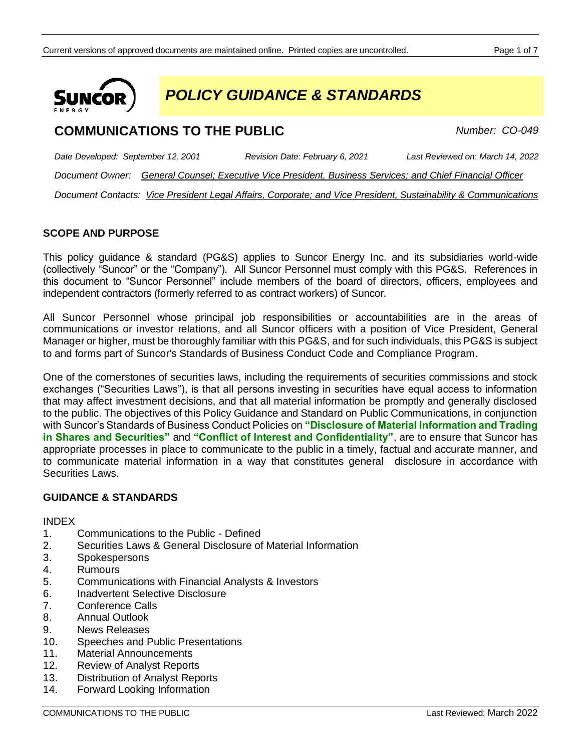# POLICY GUIDANCE & STANDARDS

## COMMUNICATIONS TO THE PUBLIC

*Number: CO-049*

*Date Developed: September 12, 2001* *Revision Date: February 6, 2021* *Last Reviewed on: March 14, 2022*

*Document Owner: General Counsel; Executive Vice President, Business Services; and Chief Financial Officer*

*Document Contacts: Vice President Legal Affairs, Corporate; and Vice President, Sustainability & Communications*

### SCOPE AND PURPOSE

This policy guidance & standard (PG&S) applies to Suncor Energy Inc. and its subsidiaries world-wide (collectively "Suncor" or the "Company"). All Suncor Personnel must comply with this PG&S. References in this document to "Suncor Personnel" include members of the board of directors, officers, employees and independent contractors (formerly referred to as contract workers) of Suncor.

All Suncor Personnel whose principal job responsibilities or accountabilities are in the areas of communications or investor relations, and all Suncor officers with a position of Vice President, General Manager or higher, must be thoroughly familiar with this PG&S, and for such individuals, this PG&S is subject to and forms part of Suncor's Standards of Business Conduct Code and Compliance Program.

One of the cornerstones of securities laws, including the requirements of securities commissions and stock exchanges ("Securities Laws"), is that all persons investing in securities have equal access to information that may affect investment decisions, and that all material information be promptly and generally disclosed to the public. The objectives of this Policy Guidance and Standard on Public Communications, in conjunction with Suncor's Standards of Business Conduct Policies on **"Disclosure of Material Information and Trading in Shares and Securities"** and **"Conflict of Interest and Confidentiality"**, are to ensure that Suncor has appropriate processes in place to communicate to the public in a timely, factual and accurate manner, and to communicate material information in a way that constitutes general disclosure in accordance with Securities Laws.

### GUIDANCE & STANDARDS

INDEX

1. Communications to the Public - Defined
2. Securities Laws & General Disclosure of Material Information
3. Spokespersons
4. Rumours
5. Communications with Financial Analysts & Investors
6. Inadvertent Selective Disclosure
7. Conference Calls
8. Annual Outlook
9. News Releases
10. Speeches and Public Presentations
11. Material Announcements
12. Review of Analyst Reports
13. Distribution of Analyst Reports
14. Forward Looking Information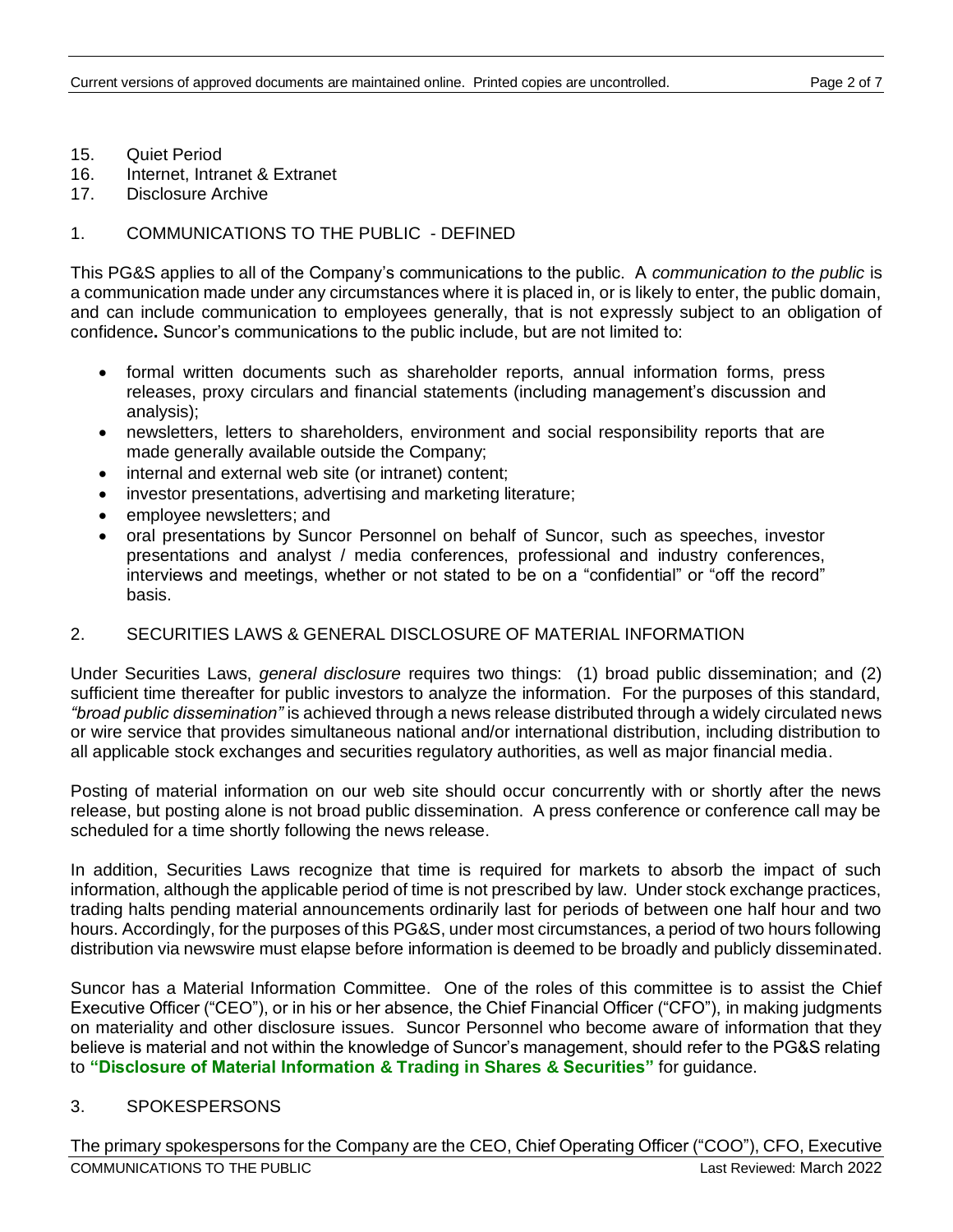15. Quiet Period
16. Internet, Intranet & Extranet
17. Disclosure Archive

## 1. COMMUNICATIONS TO THE PUBLIC - DEFINED

This PG&S applies to all of the Company's communications to the public. A *communication to the public* is a communication made under any circumstances where it is placed in, or is likely to enter, the public domain, and can include communication to employees generally, that is not expressly subject to an obligation of confidence**.** Suncor's communications to the public include, but are not limited to:

- formal written documents such as shareholder reports, annual information forms, press releases, proxy circulars and financial statements (including management's discussion and analysis);
- newsletters, letters to shareholders, environment and social responsibility reports that are made generally available outside the Company;
- internal and external web site (or intranet) content;
- investor presentations, advertising and marketing literature;
- employee newsletters; and
- oral presentations by Suncor Personnel on behalf of Suncor, such as speeches, investor presentations and analyst / media conferences, professional and industry conferences, interviews and meetings, whether or not stated to be on a "confidential" or "off the record" basis.

## 2. SECURITIES LAWS & GENERAL DISCLOSURE OF MATERIAL INFORMATION

Under Securities Laws, *general disclosure* requires two things: (1) broad public dissemination; and (2) sufficient time thereafter for public investors to analyze the information. For the purposes of this standard, *"broad public dissemination"* is achieved through a news release distributed through a widely circulated news or wire service that provides simultaneous national and/or international distribution, including distribution to all applicable stock exchanges and securities regulatory authorities, as well as major financial media.

Posting of material information on our web site should occur concurrently with or shortly after the news release, but posting alone is not broad public dissemination. A press conference or conference call may be scheduled for a time shortly following the news release.

In addition, Securities Laws recognize that time is required for markets to absorb the impact of such information, although the applicable period of time is not prescribed by law. Under stock exchange practices, trading halts pending material announcements ordinarily last for periods of between one half hour and two hours. Accordingly, for the purposes of this PG&S, under most circumstances, a period of two hours following distribution via newswire must elapse before information is deemed to be broadly and publicly disseminated.

Suncor has a Material Information Committee. One of the roles of this committee is to assist the Chief Executive Officer ("CEO"), or in his or her absence, the Chief Financial Officer ("CFO"), in making judgments on materiality and other disclosure issues. Suncor Personnel who become aware of information that they believe is material and not within the knowledge of Suncor's management, should refer to the PG&S relating to **"Disclosure of Material Information & Trading in Shares & Securities"** for guidance.

## 3. SPOKESPERSONS

The primary spokespersons for the Company are the CEO, Chief Operating Officer ("COO"), CFO, Executive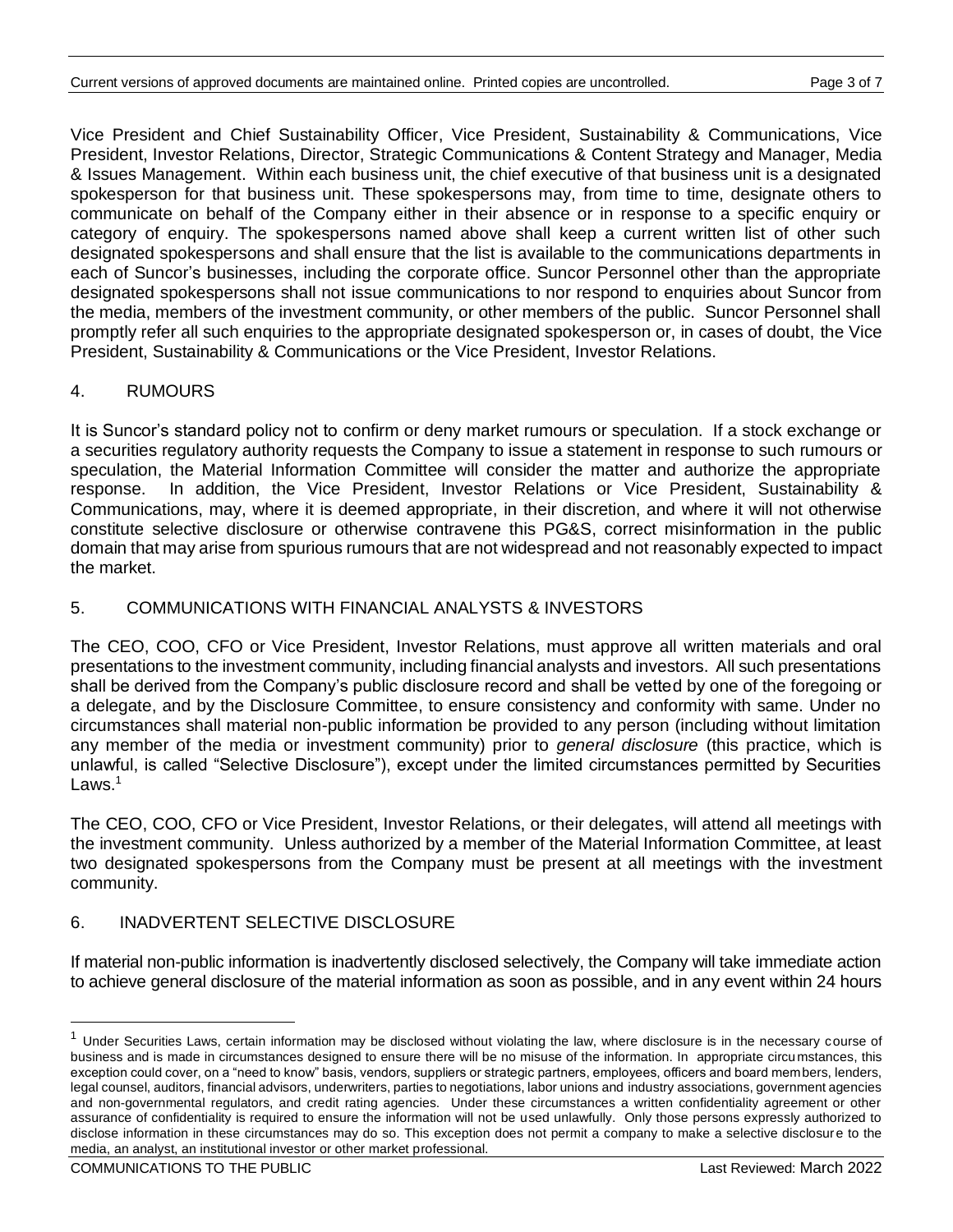Vice President and Chief Sustainability Officer, Vice President, Sustainability & Communications, Vice President, Investor Relations, Director, Strategic Communications & Content Strategy and Manager, Media & Issues Management. Within each business unit, the chief executive of that business unit is a designated spokesperson for that business unit. These spokespersons may, from time to time, designate others to communicate on behalf of the Company either in their absence or in response to a specific enquiry or category of enquiry. The spokespersons named above shall keep a current written list of other such designated spokespersons and shall ensure that the list is available to the communications departments in each of Suncor's businesses, including the corporate office. Suncor Personnel other than the appropriate designated spokespersons shall not issue communications to nor respond to enquiries about Suncor from the media, members of the investment community, or other members of the public. Suncor Personnel shall promptly refer all such enquiries to the appropriate designated spokesperson or, in cases of doubt, the Vice President, Sustainability & Communications or the Vice President, Investor Relations.

## 4. RUMOURS

It is Suncor's standard policy not to confirm or deny market rumours or speculation. If a stock exchange or a securities regulatory authority requests the Company to issue a statement in response to such rumours or speculation, the Material Information Committee will consider the matter and authorize the appropriate response. In addition, the Vice President, Investor Relations or Vice President, Sustainability & Communications, may, where it is deemed appropriate, in their discretion, and where it will not otherwise constitute selective disclosure or otherwise contravene this PG&S, correct misinformation in the public domain that may arise from spurious rumours that are not widespread and not reasonably expected to impact the market.

## 5. COMMUNICATIONS WITH FINANCIAL ANALYSTS & INVESTORS

The CEO, COO, CFO or Vice President, Investor Relations, must approve all written materials and oral presentations to the investment community, including financial analysts and investors. All such presentations shall be derived from the Company's public disclosure record and shall be vetted by one of the foregoing or a delegate, and by the Disclosure Committee, to ensure consistency and conformity with same. Under no circumstances shall material non-public information be provided to any person (including without limitation any member of the media or investment community) prior to *general disclosure* (this practice, which is unlawful, is called "Selective Disclosure"), except under the limited circumstances permitted by Securities Laws.[1]

The CEO, COO, CFO or Vice President, Investor Relations, or their delegates, will attend all meetings with the investment community. Unless authorized by a member of the Material Information Committee, at least two designated spokespersons from the Company must be present at all meetings with the investment community.

## 6. INADVERTENT SELECTIVE DISCLOSURE

If material non-public information is inadvertently disclosed selectively, the Company will take immediate action to achieve general disclosure of the material information as soon as possible, and in any event within 24 hours

---

[1] Under Securities Laws, certain information may be disclosed without violating the law, where disclosure is in the necessary course of business and is made in circumstances designed to ensure there will be no misuse of the information. In appropriate circumstances, this exception could cover, on a "need to know" basis, vendors, suppliers or strategic partners, employees, officers and board members, lenders, legal counsel, auditors, financial advisors, underwriters, parties to negotiations, labor unions and industry associations, government agencies and non-governmental regulators, and credit rating agencies. Under these circumstances a written confidentiality agreement or other assurance of confidentiality is required to ensure the information will not be used unlawfully. Only those persons expressly authorized to disclose information in these circumstances may do so. This exception does not permit a company to make a selective disclosure to the media, an analyst, an institutional investor or other market professional.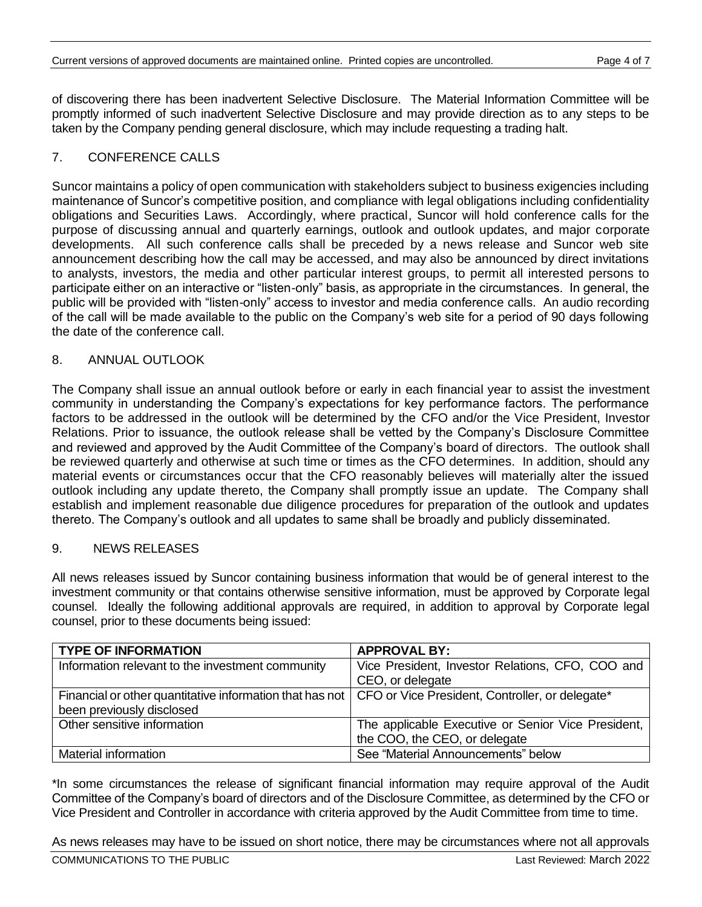of discovering there has been inadvertent Selective Disclosure. The Material Information Committee will be promptly informed of such inadvertent Selective Disclosure and may provide direction as to any steps to be taken by the Company pending general disclosure, which may include requesting a trading halt.

## 7. CONFERENCE CALLS

Suncor maintains a policy of open communication with stakeholders subject to business exigencies including maintenance of Suncor's competitive position, and compliance with legal obligations including confidentiality obligations and Securities Laws. Accordingly, where practical, Suncor will hold conference calls for the purpose of discussing annual and quarterly earnings, outlook and outlook updates, and major corporate developments. All such conference calls shall be preceded by a news release and Suncor web site announcement describing how the call may be accessed, and may also be announced by direct invitations to analysts, investors, the media and other particular interest groups, to permit all interested persons to participate either on an interactive or "listen-only" basis, as appropriate in the circumstances. In general, the public will be provided with "listen-only" access to investor and media conference calls. An audio recording of the call will be made available to the public on the Company's web site for a period of 90 days following the date of the conference call.

## 8. ANNUAL OUTLOOK

The Company shall issue an annual outlook before or early in each financial year to assist the investment community in understanding the Company's expectations for key performance factors. The performance factors to be addressed in the outlook will be determined by the CFO and/or the Vice President, Investor Relations. Prior to issuance, the outlook release shall be vetted by the Company's Disclosure Committee and reviewed and approved by the Audit Committee of the Company's board of directors. The outlook shall be reviewed quarterly and otherwise at such time or times as the CFO determines. In addition, should any material events or circumstances occur that the CFO reasonably believes will materially alter the issued outlook including any update thereto, the Company shall promptly issue an update. The Company shall establish and implement reasonable due diligence procedures for preparation of the outlook and updates thereto. The Company's outlook and all updates to same shall be broadly and publicly disseminated.

## 9. NEWS RELEASES

All news releases issued by Suncor containing business information that would be of general interest to the investment community or that contains otherwise sensitive information, must be approved by Corporate legal counsel. Ideally the following additional approvals are required, in addition to approval by Corporate legal counsel, prior to these documents being issued:

| TYPE OF INFORMATION | APPROVAL BY: |
|---|---|
| Information relevant to the investment community | Vice President, Investor Relations, CFO, COO and CEO, or delegate |
| Financial or other quantitative information that has not been previously disclosed | CFO or Vice President, Controller, or delegate* |
| Other sensitive information | The applicable Executive or Senior Vice President, the COO, the CEO, or delegate |
| Material information | See "Material Announcements" below |

*In some circumstances the release of significant financial information may require approval of the Audit Committee of the Company's board of directors and of the Disclosure Committee, as determined by the CFO or Vice President and Controller in accordance with criteria approved by the Audit Committee from time to time.

As news releases may have to be issued on short notice, there may be circumstances where not all approvals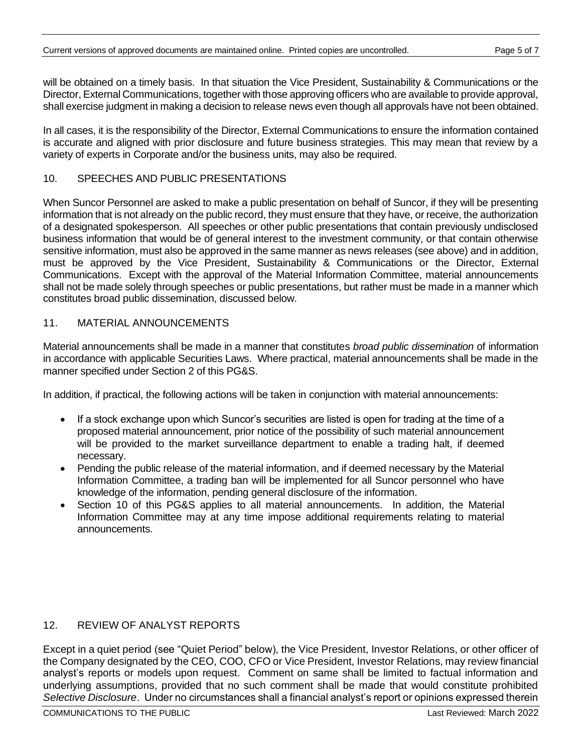will be obtained on a timely basis. In that situation the Vice President, Sustainability & Communications or the Director, External Communications, together with those approving officers who are available to provide approval, shall exercise judgment in making a decision to release news even though all approvals have not been obtained.

In all cases, it is the responsibility of the Director, External Communications to ensure the information contained is accurate and aligned with prior disclosure and future business strategies. This may mean that review by a variety of experts in Corporate and/or the business units, may also be required.

## 10. SPEECHES AND PUBLIC PRESENTATIONS

When Suncor Personnel are asked to make a public presentation on behalf of Suncor, if they will be presenting information that is not already on the public record, they must ensure that they have, or receive, the authorization of a designated spokesperson. All speeches or other public presentations that contain previously undisclosed business information that would be of general interest to the investment community, or that contain otherwise sensitive information, must also be approved in the same manner as news releases (see above) and in addition, must be approved by the Vice President, Sustainability & Communications or the Director, External Communications. Except with the approval of the Material Information Committee, material announcements shall not be made solely through speeches or public presentations, but rather must be made in a manner which constitutes broad public dissemination, discussed below.

## 11. MATERIAL ANNOUNCEMENTS

Material announcements shall be made in a manner that constitutes *broad public dissemination* of information in accordance with applicable Securities Laws. Where practical, material announcements shall be made in the manner specified under Section 2 of this PG&S.

In addition, if practical, the following actions will be taken in conjunction with material announcements:

- If a stock exchange upon which Suncor's securities are listed is open for trading at the time of a proposed material announcement, prior notice of the possibility of such material announcement will be provided to the market surveillance department to enable a trading halt, if deemed necessary.
- Pending the public release of the material information, and if deemed necessary by the Material Information Committee, a trading ban will be implemented for all Suncor personnel who have knowledge of the information, pending general disclosure of the information.
- Section 10 of this PG&S applies to all material announcements. In addition, the Material Information Committee may at any time impose additional requirements relating to material announcements.

## 12. REVIEW OF ANALYST REPORTS

Except in a quiet period (see "Quiet Period" below), the Vice President, Investor Relations, or other officer of the Company designated by the CEO, COO, CFO or Vice President, Investor Relations, may review financial analyst's reports or models upon request. Comment on same shall be limited to factual information and underlying assumptions, provided that no such comment shall be made that would constitute prohibited *Selective Disclosure*. Under no circumstances shall a financial analyst's report or opinions expressed therein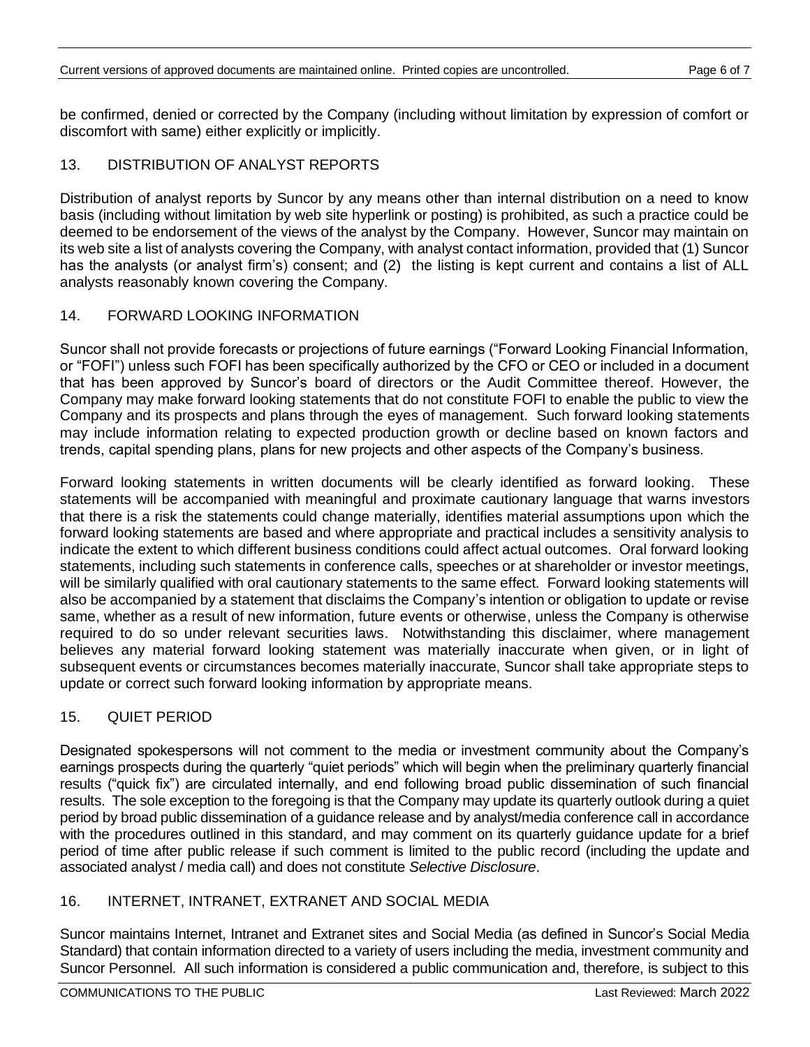be confirmed, denied or corrected by the Company (including without limitation by expression of comfort or discomfort with same) either explicitly or implicitly.

## 13. DISTRIBUTION OF ANALYST REPORTS

Distribution of analyst reports by Suncor by any means other than internal distribution on a need to know basis (including without limitation by web site hyperlink or posting) is prohibited, as such a practice could be deemed to be endorsement of the views of the analyst by the Company. However, Suncor may maintain on its web site a list of analysts covering the Company, with analyst contact information, provided that (1) Suncor has the analysts (or analyst firm's) consent; and (2) the listing is kept current and contains a list of ALL analysts reasonably known covering the Company.

## 14. FORWARD LOOKING INFORMATION

Suncor shall not provide forecasts or projections of future earnings ("Forward Looking Financial Information, or "FOFI") unless such FOFI has been specifically authorized by the CFO or CEO or included in a document that has been approved by Suncor's board of directors or the Audit Committee thereof. However, the Company may make forward looking statements that do not constitute FOFI to enable the public to view the Company and its prospects and plans through the eyes of management. Such forward looking statements may include information relating to expected production growth or decline based on known factors and trends, capital spending plans, plans for new projects and other aspects of the Company's business.

Forward looking statements in written documents will be clearly identified as forward looking. These statements will be accompanied with meaningful and proximate cautionary language that warns investors that there is a risk the statements could change materially, identifies material assumptions upon which the forward looking statements are based and where appropriate and practical includes a sensitivity analysis to indicate the extent to which different business conditions could affect actual outcomes. Oral forward looking statements, including such statements in conference calls, speeches or at shareholder or investor meetings, will be similarly qualified with oral cautionary statements to the same effect. Forward looking statements will also be accompanied by a statement that disclaims the Company's intention or obligation to update or revise same, whether as a result of new information, future events or otherwise, unless the Company is otherwise required to do so under relevant securities laws. Notwithstanding this disclaimer, where management believes any material forward looking statement was materially inaccurate when given, or in light of subsequent events or circumstances becomes materially inaccurate, Suncor shall take appropriate steps to update or correct such forward looking information by appropriate means.

## 15. QUIET PERIOD

Designated spokespersons will not comment to the media or investment community about the Company's earnings prospects during the quarterly "quiet periods" which will begin when the preliminary quarterly financial results ("quick fix") are circulated internally, and end following broad public dissemination of such financial results. The sole exception to the foregoing is that the Company may update its quarterly outlook during a quiet period by broad public dissemination of a guidance release and by analyst/media conference call in accordance with the procedures outlined in this standard, and may comment on its quarterly guidance update for a brief period of time after public release if such comment is limited to the public record (including the update and associated analyst / media call) and does not constitute *Selective Disclosure*.

## 16. INTERNET, INTRANET, EXTRANET AND SOCIAL MEDIA

Suncor maintains Internet, Intranet and Extranet sites and Social Media (as defined in Suncor's Social Media Standard) that contain information directed to a variety of users including the media, investment community and Suncor Personnel. All such information is considered a public communication and, therefore, is subject to this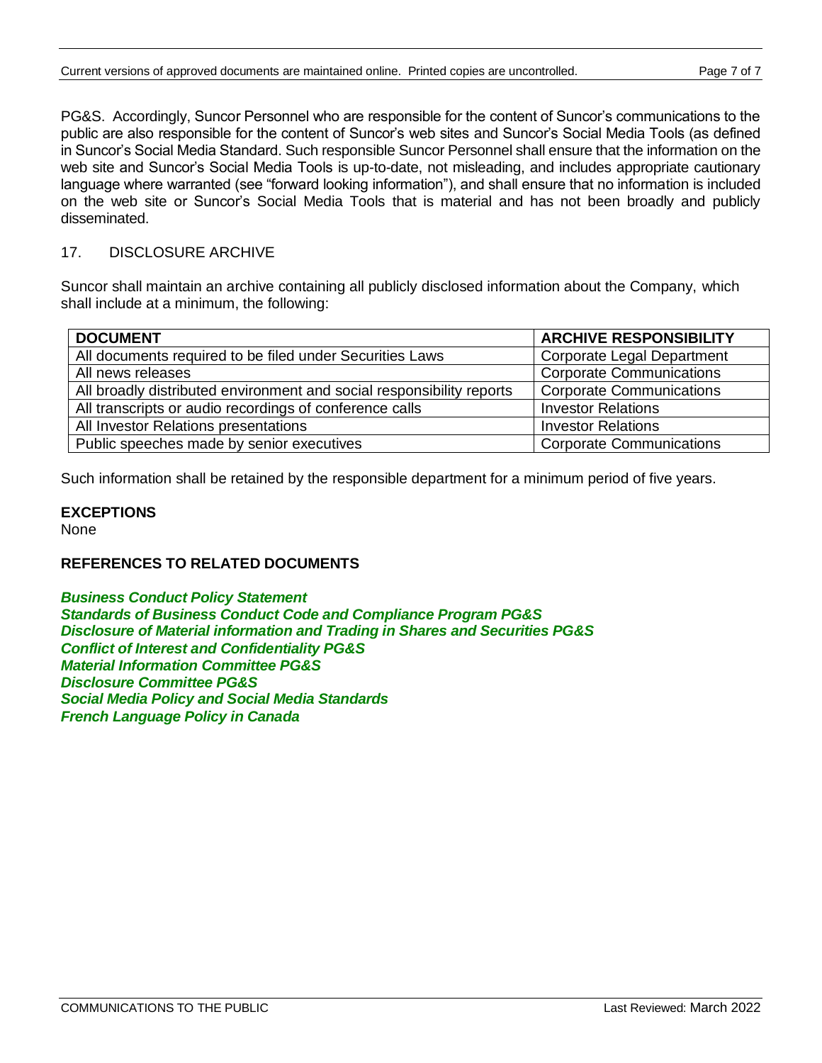PG&S. Accordingly, Suncor Personnel who are responsible for the content of Suncor's communications to the public are also responsible for the content of Suncor's web sites and Suncor's Social Media Tools (as defined in Suncor's Social Media Standard. Such responsible Suncor Personnel shall ensure that the information on the web site and Suncor's Social Media Tools is up-to-date, not misleading, and includes appropriate cautionary language where warranted (see "forward looking information"), and shall ensure that no information is included on the web site or Suncor's Social Media Tools that is material and has not been broadly and publicly disseminated.

## 17. DISCLOSURE ARCHIVE

Suncor shall maintain an archive containing all publicly disclosed information about the Company, which shall include at a minimum, the following:

| DOCUMENT | ARCHIVE RESPONSIBILITY |
| --- | --- |
| All documents required to be filed under Securities Laws | Corporate Legal Department |
| All news releases | Corporate Communications |
| All broadly distributed environment and social responsibility reports | Corporate Communications |
| All transcripts or audio recordings of conference calls | Investor Relations |
| All Investor Relations presentations | Investor Relations |
| Public speeches made by senior executives | Corporate Communications |

Such information shall be retained by the responsible department for a minimum period of five years.

### EXCEPTIONS

None

### REFERENCES TO RELATED DOCUMENTS

***Business Conduct Policy Statement***
***Standards of Business Conduct Code and Compliance Program PG&S***
***Disclosure of Material information and Trading in Shares and Securities PG&S***
***Conflict of Interest and Confidentiality PG&S***
***Material Information Committee PG&S***
***Disclosure Committee PG&S***
***Social Media Policy and Social Media Standards***
***French Language Policy in Canada***